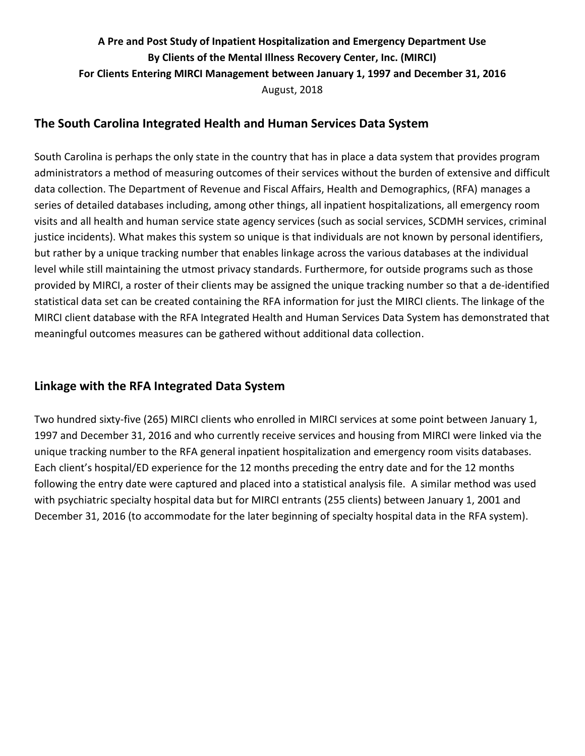**A Pre and Post Study of Inpatient Hospitalization and Emergency Department Use**
**By Clients of the Mental Illness Recovery Center, Inc. (MIRCI)**
**For Clients Entering MIRCI Management between January 1, 1997 and December 31, 2016**
August, 2018

## The South Carolina Integrated Health and Human Services Data System

South Carolina is perhaps the only state in the country that has in place a data system that provides program administrators a method of measuring outcomes of their services without the burden of extensive and difficult data collection. The Department of Revenue and Fiscal Affairs, Health and Demographics, (RFA) manages a series of detailed databases including, among other things, all inpatient hospitalizations, all emergency room visits and all health and human service state agency services (such as social services, SCDMH services, criminal justice incidents). What makes this system so unique is that individuals are not known by personal identifiers, but rather by a unique tracking number that enables linkage across the various databases at the individual level while still maintaining the utmost privacy standards. Furthermore, for outside programs such as those provided by MIRCI, a roster of their clients may be assigned the unique tracking number so that a de-identified statistical data set can be created containing the RFA information for just the MIRCI clients. The linkage of the MIRCI client database with the RFA Integrated Health and Human Services Data System has demonstrated that meaningful outcomes measures can be gathered without additional data collection.

## Linkage with the RFA Integrated Data System

Two hundred sixty-five (265) MIRCI clients who enrolled in MIRCI services at some point between January 1, 1997 and December 31, 2016 and who currently receive services and housing from MIRCI were linked via the unique tracking number to the RFA general inpatient hospitalization and emergency room visits databases. Each client's hospital/ED experience for the 12 months preceding the entry date and for the 12 months following the entry date were captured and placed into a statistical analysis file. A similar method was used with psychiatric specialty hospital data but for MIRCI entrants (255 clients) between January 1, 2001 and December 31, 2016 (to accommodate for the later beginning of specialty hospital data in the RFA system).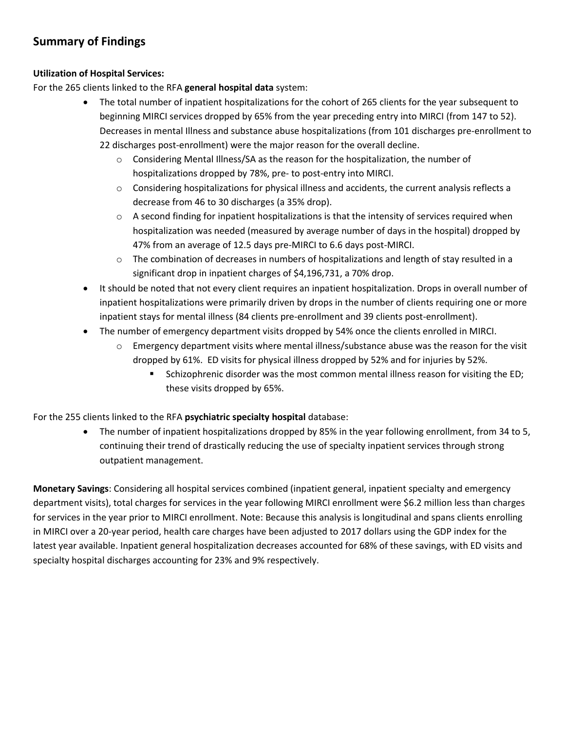## Summary of Findings

**Utilization of Hospital Services:**

For the 265 clients linked to the RFA **general hospital data** system:

- The total number of inpatient hospitalizations for the cohort of 265 clients for the year subsequent to beginning MIRCI services dropped by 65% from the year preceding entry into MIRCI (from 147 to 52). Decreases in mental Illness and substance abuse hospitalizations (from 101 discharges pre-enrollment to 22 discharges post-enrollment) were the major reason for the overall decline.
    - Considering Mental Illness/SA as the reason for the hospitalization, the number of hospitalizations dropped by 78%, pre- to post-entry into MIRCI.
    - Considering hospitalizations for physical illness and accidents, the current analysis reflects a decrease from 46 to 30 discharges (a 35% drop).
    - A second finding for inpatient hospitalizations is that the intensity of services required when hospitalization was needed (measured by average number of days in the hospital) dropped by 47% from an average of 12.5 days pre-MIRCI to 6.6 days post-MIRCI.
    - The combination of decreases in numbers of hospitalizations and length of stay resulted in a significant drop in inpatient charges of $4,196,731, a 70% drop.
- It should be noted that not every client requires an inpatient hospitalization. Drops in overall number of inpatient hospitalizations were primarily driven by drops in the number of clients requiring one or more inpatient stays for mental illness (84 clients pre-enrollment and 39 clients post-enrollment).
- The number of emergency department visits dropped by 54% once the clients enrolled in MIRCI.
    - Emergency department visits where mental illness/substance abuse was the reason for the visit dropped by 61%. ED visits for physical illness dropped by 52% and for injuries by 52%.
        - Schizophrenic disorder was the most common mental illness reason for visiting the ED; these visits dropped by 65%.

For the 255 clients linked to the RFA **psychiatric specialty hospital** database:

- The number of inpatient hospitalizations dropped by 85% in the year following enrollment, from 34 to 5, continuing their trend of drastically reducing the use of specialty inpatient services through strong outpatient management.

**Monetary Savings**: Considering all hospital services combined (inpatient general, inpatient specialty and emergency department visits), total charges for services in the year following MIRCI enrollment were $6.2 million less than charges for services in the year prior to MIRCI enrollment. Note: Because this analysis is longitudinal and spans clients enrolling in MIRCI over a 20-year period, health care charges have been adjusted to 2017 dollars using the GDP index for the latest year available. Inpatient general hospitalization decreases accounted for 68% of these savings, with ED visits and specialty hospital discharges accounting for 23% and 9% respectively.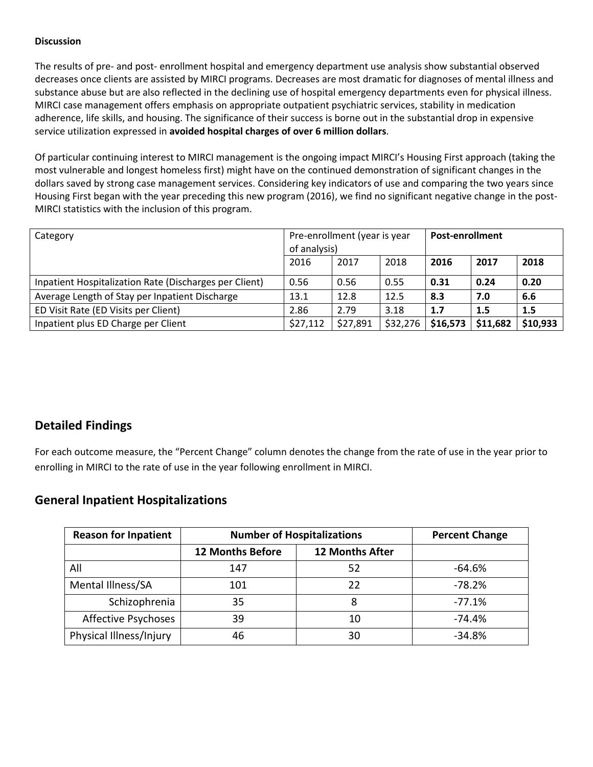**Discussion**

The results of pre- and post- enrollment hospital and emergency department use analysis show substantial observed decreases once clients are assisted by MIRCI programs. Decreases are most dramatic for diagnoses of mental illness and substance abuse but are also reflected in the declining use of hospital emergency departments even for physical illness. MIRCI case management offers emphasis on appropriate outpatient psychiatric services, stability in medication adherence, life skills, and housing. The significance of their success is borne out in the substantial drop in expensive service utilization expressed in **avoided hospital charges of over 6 million dollars**.

Of particular continuing interest to MIRCI management is the ongoing impact MIRCI's Housing First approach (taking the most vulnerable and longest homeless first) might have on the continued demonstration of significant changes in the dollars saved by strong case management services. Considering key indicators of use and comparing the two years since Housing First began with the year preceding this new program (2016), we find no significant negative change in the post-MIRCI statistics with the inclusion of this program.

| Category | Pre-enrollment (year is year of analysis) | | | **Post-enrollment** | | |
|---|---|---|---|---|---|---|
| | 2016 | 2017 | 2018 | **2016** | **2017** | **2018** |
| Inpatient Hospitalization Rate (Discharges per Client) | 0.56 | 0.56 | 0.55 | **0.31** | **0.24** | **0.20** |
| Average Length of Stay per Inpatient Discharge | 13.1 | 12.8 | 12.5 | **8.3** | **7.0** | **6.6** |
| ED Visit Rate (ED Visits per Client) | 2.86 | 2.79 | 3.18 | **1.7** | **1.5** | **1.5** |
| Inpatient plus ED Charge per Client | $27,112 | $27,891 | $32,276 | **$16,573** | **$11,682** | **$10,933** |

## Detailed Findings

For each outcome measure, the "Percent Change" column denotes the change from the rate of use in the year prior to enrolling in MIRCI to the rate of use in the year following enrollment in MIRCI.

## General Inpatient Hospitalizations

| Reason for Inpatient | Number of Hospitalizations | | Percent Change |
|---|---|---|---|
| | **12 Months Before** | **12 Months After** | |
| All | 147 | 52 | -64.6% |
| Mental Illness/SA | 101 | 22 | -78.2% |
| Schizophrenia | 35 | 8 | -77.1% |
| Affective Psychoses | 39 | 10 | -74.4% |
| Physical Illness/Injury | 46 | 30 | -34.8% |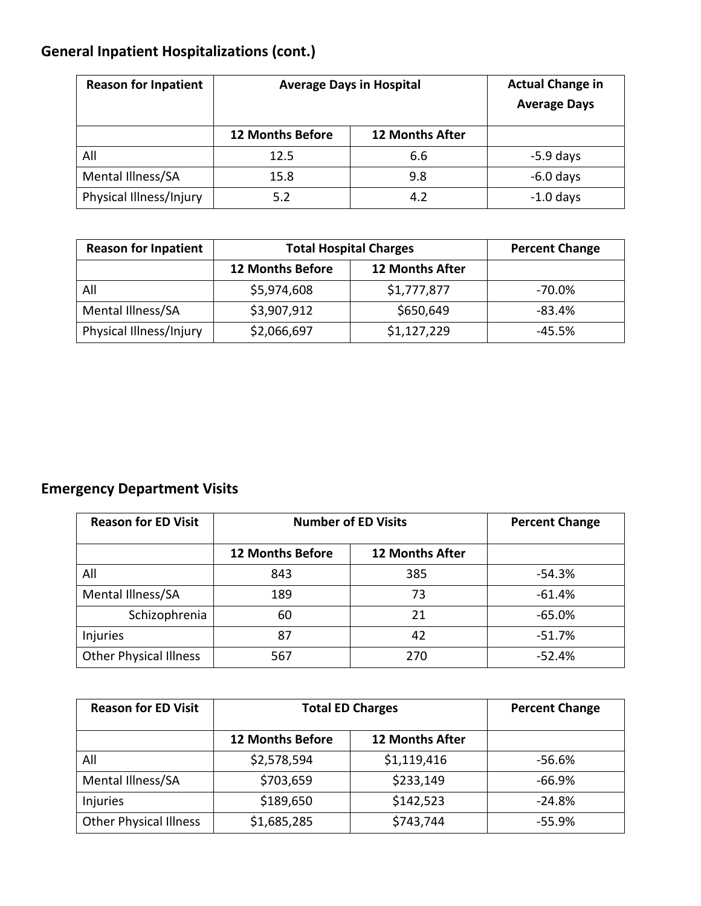## General Inpatient Hospitalizations (cont.)

| Reason for Inpatient | Average Days in Hospital | | Actual Change in Average Days |
|---|---|---|---|
| | 12 Months Before | 12 Months After | |
| All | 12.5 | 6.6 | -5.9 days |
| Mental Illness/SA | 15.8 | 9.8 | -6.0 days |
| Physical Illness/Injury | 5.2 | 4.2 | -1.0 days |

| Reason for Inpatient | Total Hospital Charges | | Percent Change |
|---|---|---|---|
| | 12 Months Before | 12 Months After | |
| All | $5,974,608 | $1,777,877 | -70.0% |
| Mental Illness/SA | $3,907,912 | $650,649 | -83.4% |
| Physical Illness/Injury | $2,066,697 | $1,127,229 | -45.5% |

## Emergency Department Visits

| Reason for ED Visit | Number of ED Visits | | Percent Change |
|---|---|---|---|
| | 12 Months Before | 12 Months After | |
| All | 843 | 385 | -54.3% |
| Mental Illness/SA | 189 | 73 | -61.4% |
| Schizophrenia | 60 | 21 | -65.0% |
| Injuries | 87 | 42 | -51.7% |
| Other Physical Illness | 567 | 270 | -52.4% |

| Reason for ED Visit | Total ED Charges | | Percent Change |
|---|---|---|---|
| | 12 Months Before | 12 Months After | |
| All | $2,578,594 | $1,119,416 | -56.6% |
| Mental Illness/SA | $703,659 | $233,149 | -66.9% |
| Injuries | $189,650 | $142,523 | -24.8% |
| Other Physical Illness | $1,685,285 | $743,744 | -55.9% |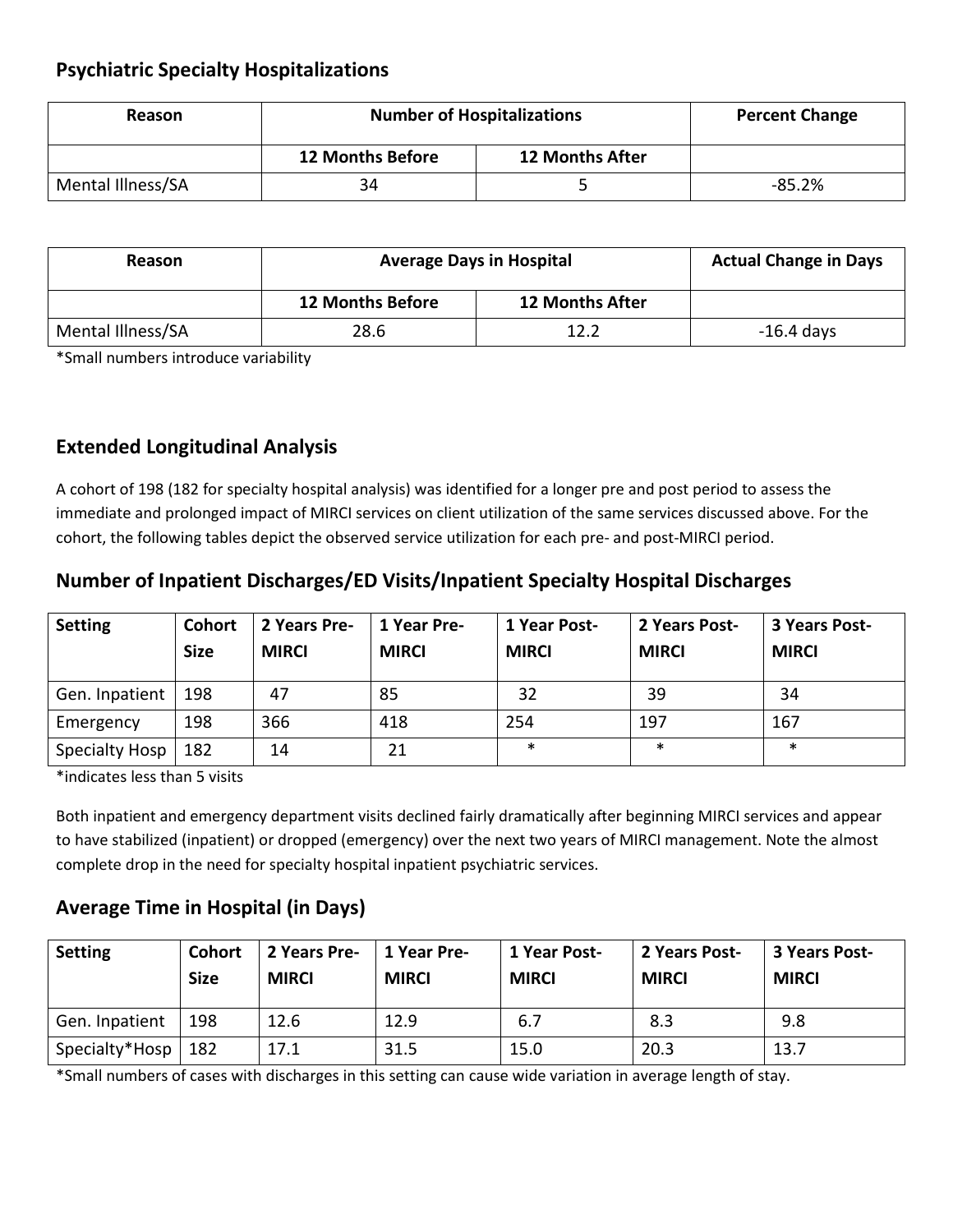## Psychiatric Specialty Hospitalizations

| Reason | Number of Hospitalizations | | Percent Change |
|---|---|---|---|
| | 12 Months Before | 12 Months After | |
| Mental Illness/SA | 34 | 5 | -85.2% |

| Reason | Average Days in Hospital | | Actual Change in Days |
|---|---|---|---|
| | 12 Months Before | 12 Months After | |
| Mental Illness/SA | 28.6 | 12.2 | -16.4 days |

*Small numbers introduce variability

## Extended Longitudinal Analysis

A cohort of 198 (182 for specialty hospital analysis) was identified for a longer pre and post period to assess the immediate and prolonged impact of MIRCI services on client utilization of the same services discussed above. For the cohort, the following tables depict the observed service utilization for each pre- and post-MIRCI period.

## Number of Inpatient Discharges/ED Visits/Inpatient Specialty Hospital Discharges

| Setting | Cohort Size | 2 Years Pre-MIRCI | 1 Year Pre-MIRCI | 1 Year Post-MIRCI | 2 Years Post-MIRCI | 3 Years Post-MIRCI |
|---|---|---|---|---|---|---|
| Gen. Inpatient | 198 | 47 | 85 | 32 | 39 | 34 |
| Emergency | 198 | 366 | 418 | 254 | 197 | 167 |
| Specialty Hosp | 182 | 14 | 21 | * | * | * |

*indicates less than 5 visits

Both inpatient and emergency department visits declined fairly dramatically after beginning MIRCI services and appear to have stabilized (inpatient) or dropped (emergency) over the next two years of MIRCI management. Note the almost complete drop in the need for specialty hospital inpatient psychiatric services.

## Average Time in Hospital (in Days)

| Setting | Cohort Size | 2 Years Pre-MIRCI | 1 Year Pre-MIRCI | 1 Year Post-MIRCI | 2 Years Post-MIRCI | 3 Years Post-MIRCI |
|---|---|---|---|---|---|---|
| Gen. Inpatient | 198 | 12.6 | 12.9 | 6.7 | 8.3 | 9.8 |
| Specialty*Hosp | 182 | 17.1 | 31.5 | 15.0 | 20.3 | 13.7 |

*Small numbers of cases with discharges in this setting can cause wide variation in average length of stay.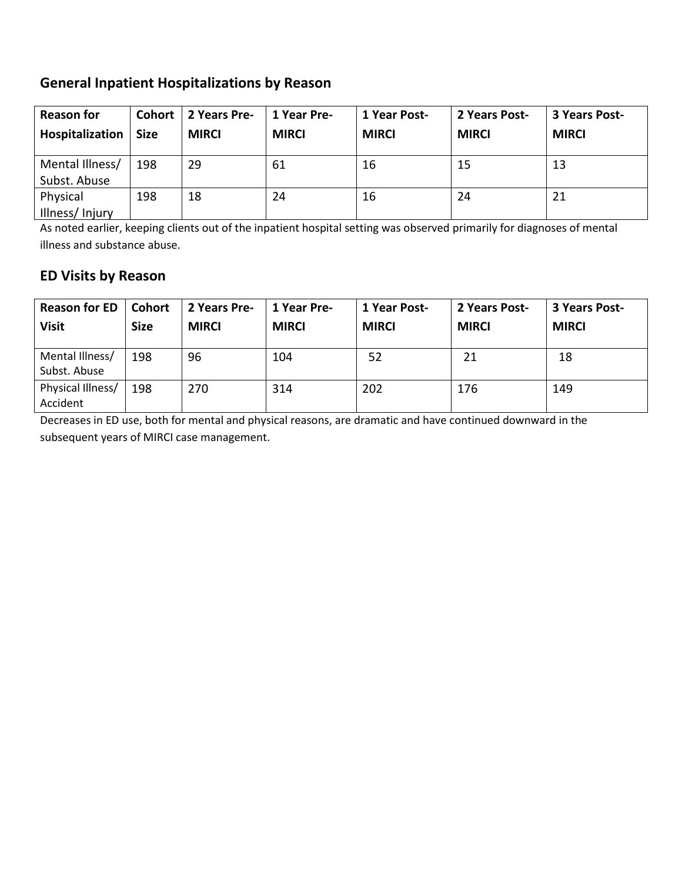## General Inpatient Hospitalizations by Reason

| Reason for Hospitalization | Cohort Size | 2 Years Pre-MIRCI | 1 Year Pre-MIRCI | 1 Year Post-MIRCI | 2 Years Post-MIRCI | 3 Years Post-MIRCI |
|---|---|---|---|---|---|---|
| Mental Illness/ Subst. Abuse | 198 | 29 | 61 | 16 | 15 | 13 |
| Physical Illness/ Injury | 198 | 18 | 24 | 16 | 24 | 21 |

As noted earlier, keeping clients out of the inpatient hospital setting was observed primarily for diagnoses of mental illness and substance abuse.

## ED Visits by Reason

| Reason for ED Visit | Cohort Size | 2 Years Pre-MIRCI | 1 Year Pre-MIRCI | 1 Year Post-MIRCI | 2 Years Post-MIRCI | 3 Years Post-MIRCI |
|---|---|---|---|---|---|---|
| Mental Illness/ Subst. Abuse | 198 | 96 | 104 | 52 | 21 | 18 |
| Physical Illness/ Accident | 198 | 270 | 314 | 202 | 176 | 149 |

Decreases in ED use, both for mental and physical reasons, are dramatic and have continued downward in the subsequent years of MIRCI case management.